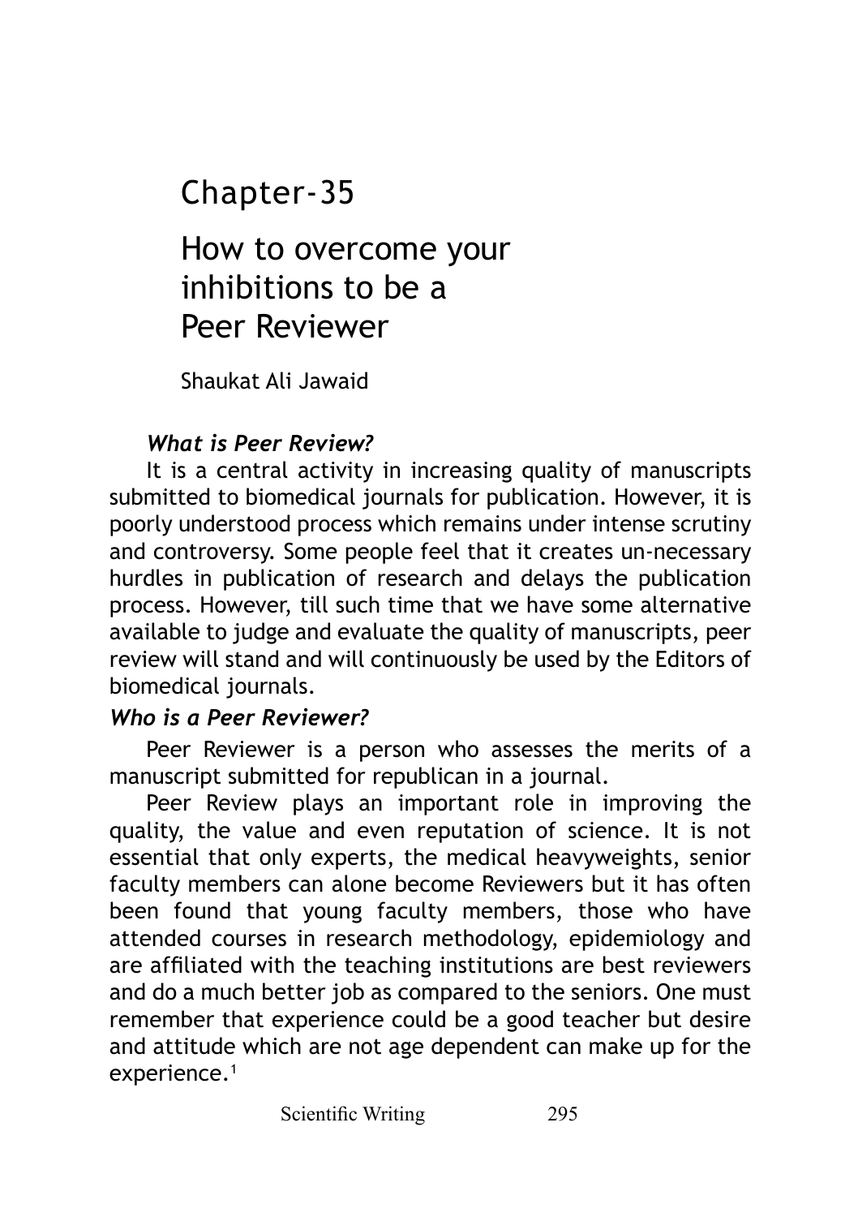# Chapter-35

# How to overcome your inhibitions to be a Peer Reviewer

Shaukat Ali Jawaid

***What is Peer Review?***

It is a central activity in increasing quality of manuscripts submitted to biomedical journals for publication. However, it is poorly understood process which remains under intense scrutiny and controversy. Some people feel that it creates un-necessary hurdles in publication of research and delays the publication process. However, till such time that we have some alternative available to judge and evaluate the quality of manuscripts, peer review will stand and will continuously be used by the Editors of biomedical journals.

***Who is a Peer Reviewer?***

Peer Reviewer is a person who assesses the merits of a manuscript submitted for republican in a journal.

Peer Review plays an important role in improving the quality, the value and even reputation of science. It is not essential that only experts, the medical heavyweights, senior faculty members can alone become Reviewers but it has often been found that young faculty members, those who have attended courses in research methodology, epidemiology and are affiliated with the teaching institutions are best reviewers and do a much better job as compared to the seniors. One must remember that experience could be a good teacher but desire and attitude which are not age dependent can make up for the experience.[1]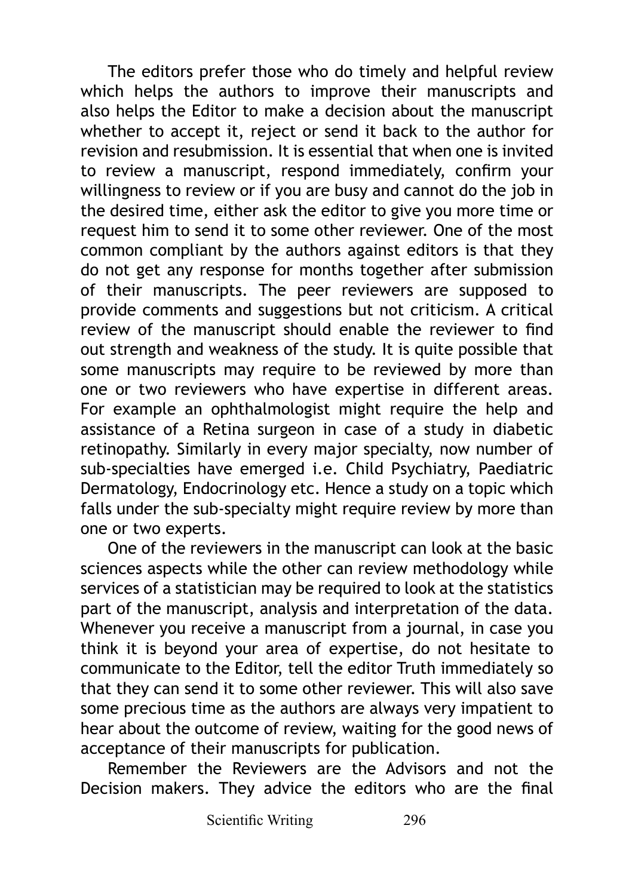The editors prefer those who do timely and helpful review which helps the authors to improve their manuscripts and also helps the Editor to make a decision about the manuscript whether to accept it, reject or send it back to the author for revision and resubmission. It is essential that when one is invited to review a manuscript, respond immediately, confirm your willingness to review or if you are busy and cannot do the job in the desired time, either ask the editor to give you more time or request him to send it to some other reviewer. One of the most common compliant by the authors against editors is that they do not get any response for months together after submission of their manuscripts. The peer reviewers are supposed to provide comments and suggestions but not criticism. A critical review of the manuscript should enable the reviewer to find out strength and weakness of the study. It is quite possible that some manuscripts may require to be reviewed by more than one or two reviewers who have expertise in different areas. For example an ophthalmologist might require the help and assistance of a Retina surgeon in case of a study in diabetic retinopathy. Similarly in every major specialty, now number of sub-specialties have emerged i.e. Child Psychiatry, Paediatric Dermatology, Endocrinology etc. Hence a study on a topic which falls under the sub-specialty might require review by more than one or two experts.

One of the reviewers in the manuscript can look at the basic sciences aspects while the other can review methodology while services of a statistician may be required to look at the statistics part of the manuscript, analysis and interpretation of the data. Whenever you receive a manuscript from a journal, in case you think it is beyond your area of expertise, do not hesitate to communicate to the Editor, tell the editor Truth immediately so that they can send it to some other reviewer. This will also save some precious time as the authors are always very impatient to hear about the outcome of review, waiting for the good news of acceptance of their manuscripts for publication.

Remember the Reviewers are the Advisors and not the Decision makers. They advice the editors who are the final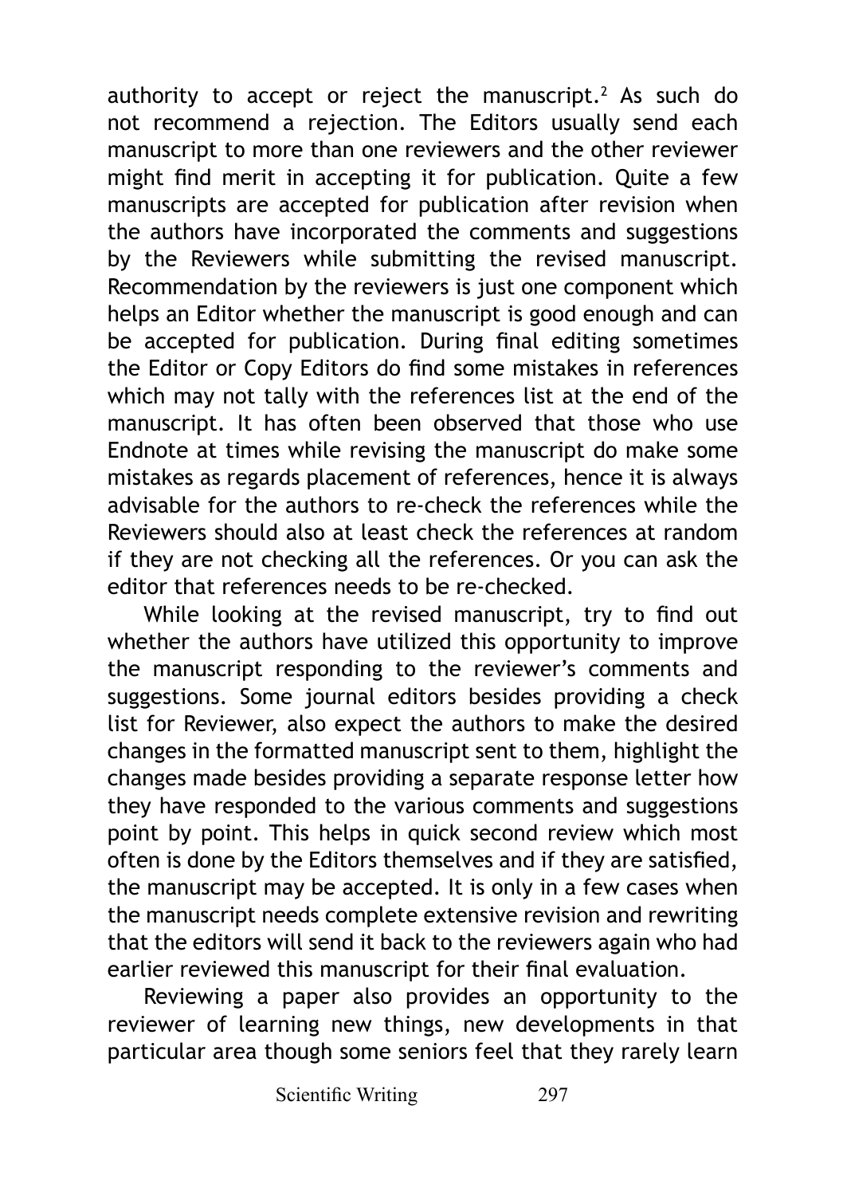authority to accept or reject the manuscript.[2] As such do not recommend a rejection. The Editors usually send each manuscript to more than one reviewers and the other reviewer might find merit in accepting it for publication. Quite a few manuscripts are accepted for publication after revision when the authors have incorporated the comments and suggestions by the Reviewers while submitting the revised manuscript. Recommendation by the reviewers is just one component which helps an Editor whether the manuscript is good enough and can be accepted for publication. During final editing sometimes the Editor or Copy Editors do find some mistakes in references which may not tally with the references list at the end of the manuscript. It has often been observed that those who use Endnote at times while revising the manuscript do make some mistakes as regards placement of references, hence it is always advisable for the authors to re-check the references while the Reviewers should also at least check the references at random if they are not checking all the references. Or you can ask the editor that references needs to be re-checked.

While looking at the revised manuscript, try to find out whether the authors have utilized this opportunity to improve the manuscript responding to the reviewer's comments and suggestions. Some journal editors besides providing a check list for Reviewer, also expect the authors to make the desired changes in the formatted manuscript sent to them, highlight the changes made besides providing a separate response letter how they have responded to the various comments and suggestions point by point. This helps in quick second review which most often is done by the Editors themselves and if they are satisfied, the manuscript may be accepted. It is only in a few cases when the manuscript needs complete extensive revision and rewriting that the editors will send it back to the reviewers again who had earlier reviewed this manuscript for their final evaluation.

Reviewing a paper also provides an opportunity to the reviewer of learning new things, new developments in that particular area though some seniors feel that they rarely learn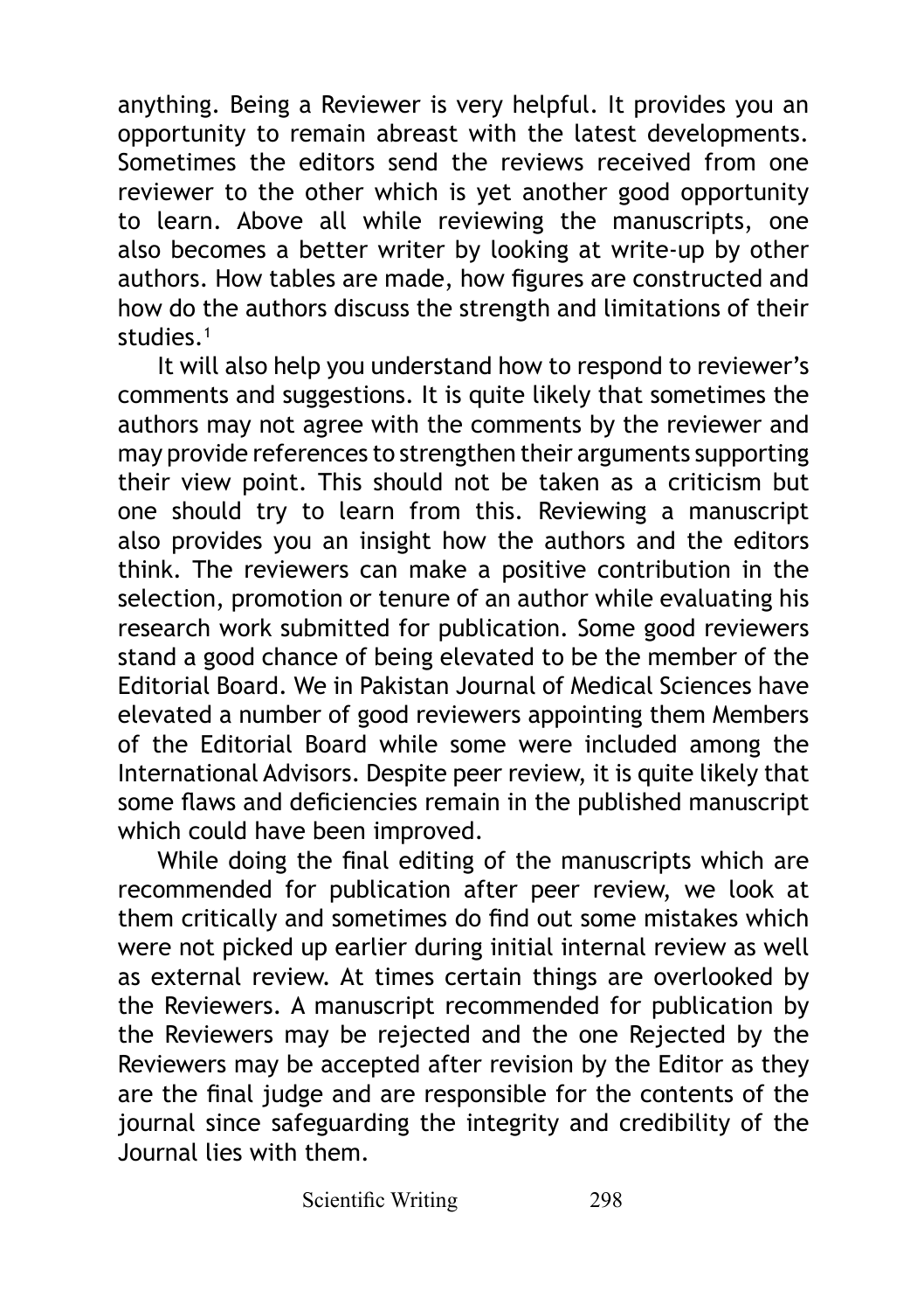anything. Being a Reviewer is very helpful. It provides you an opportunity to remain abreast with the latest developments. Sometimes the editors send the reviews received from one reviewer to the other which is yet another good opportunity to learn. Above all while reviewing the manuscripts, one also becomes a better writer by looking at write-up by other authors. How tables are made, how figures are constructed and how do the authors discuss the strength and limitations of their studies.[1]

It will also help you understand how to respond to reviewer's comments and suggestions. It is quite likely that sometimes the authors may not agree with the comments by the reviewer and may provide references to strengthen their arguments supporting their view point. This should not be taken as a criticism but one should try to learn from this. Reviewing a manuscript also provides you an insight how the authors and the editors think. The reviewers can make a positive contribution in the selection, promotion or tenure of an author while evaluating his research work submitted for publication. Some good reviewers stand a good chance of being elevated to be the member of the Editorial Board. We in Pakistan Journal of Medical Sciences have elevated a number of good reviewers appointing them Members of the Editorial Board while some were included among the International Advisors. Despite peer review, it is quite likely that some flaws and deficiencies remain in the published manuscript which could have been improved.

While doing the final editing of the manuscripts which are recommended for publication after peer review, we look at them critically and sometimes do find out some mistakes which were not picked up earlier during initial internal review as well as external review. At times certain things are overlooked by the Reviewers. A manuscript recommended for publication by the Reviewers may be rejected and the one Rejected by the Reviewers may be accepted after revision by the Editor as they are the final judge and are responsible for the contents of the journal since safeguarding the integrity and credibility of the Journal lies with them.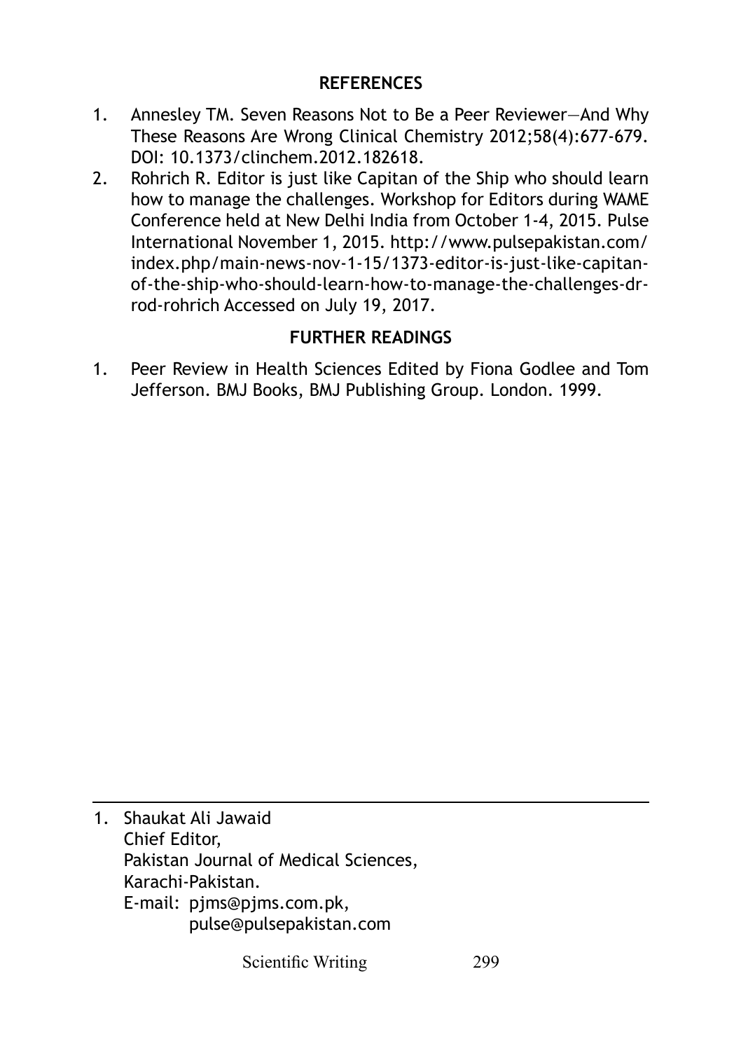## REFERENCES

1. Annesley TM. Seven Reasons Not to Be a Peer Reviewer—And Why These Reasons Are Wrong Clinical Chemistry 2012;58(4):677-679. DOI: 10.1373/clinchem.2012.182618.
2. Rohrich R. Editor is just like Capitan of the Ship who should learn how to manage the challenges. Workshop for Editors during WAME Conference held at New Delhi India from October 1-4, 2015. Pulse International November 1, 2015. http://www.pulsepakistan.com/index.php/main-news-nov-1-15/1373-editor-is-just-like-capitan-of-the-ship-who-should-learn-how-to-manage-the-challenges-dr-rod-rohrich Accessed on July 19, 2017.

## FURTHER READINGS

1. Peer Review in Health Sciences Edited by Fiona Godlee and Tom Jefferson. BMJ Books, BMJ Publishing Group. London. 1999.

---

1. Shaukat Ali Jawaid
   Chief Editor,
   Pakistan Journal of Medical Sciences,
   Karachi-Pakistan.
   E-mail: pjms@pjms.com.pk,
   pulse@pulsepakistan.com